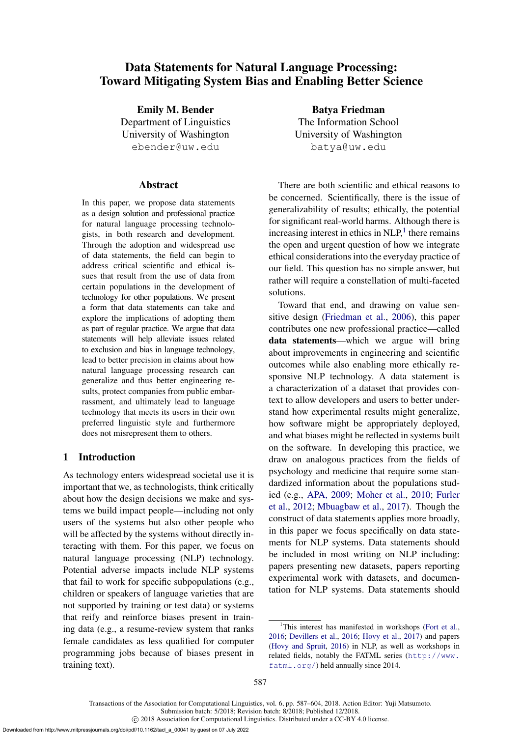# Data Statements for Natural Language Processing: Toward Mitigating System Bias and Enabling Better Science

**Emily M. Bender**
Department of Linguistics
University of Washington
ebender@uw.edu

**Batya Friedman**
The Information School
University of Washington
batya@uw.edu

## Abstract

In this paper, we propose data statements as a design solution and professional practice for natural language processing technologists, in both research and development. Through the adoption and widespread use of data statements, the field can begin to address critical scientific and ethical issues that result from the use of data from certain populations in the development of technology for other populations. We present a form that data statements can take and explore the implications of adopting them as part of regular practice. We argue that data statements will help alleviate issues related to exclusion and bias in language technology, lead to better precision in claims about how natural language processing research can generalize and thus better engineering results, protect companies from public embarrassment, and ultimately lead to language technology that meets its users in their own preferred linguistic style and furthermore does not misrepresent them to others.

## 1 Introduction

As technology enters widespread societal use it is important that we, as technologists, think critically about how the design decisions we make and systems we build impact people—including not only users of the systems but also other people who will be affected by the systems without directly interacting with them. For this paper, we focus on natural language processing (NLP) technology. Potential adverse impacts include NLP systems that fail to work for specific subpopulations (e.g., children or speakers of language varieties that are not supported by training or test data) or systems that reify and reinforce biases present in training data (e.g., a resume-review system that ranks female candidates as less qualified for computer programming jobs because of biases present in training text).

There are both scientific and ethical reasons to be concerned. Scientifically, there is the issue of generalizability of results; ethically, the potential for significant real-world harms. Although there is increasing interest in ethics in NLP,[1] there remains the open and urgent question of how we integrate ethical considerations into the everyday practice of our field. This question has no simple answer, but rather will require a constellation of multi-faceted solutions.

Toward that end, and drawing on value sensitive design (Friedman et al., 2006), this paper contributes one new professional practice—called **data statements**—which we argue will bring about improvements in engineering and scientific outcomes while also enabling more ethically responsive NLP technology. A data statement is a characterization of a dataset that provides context to allow developers and users to better understand how experimental results might generalize, how software might be appropriately deployed, and what biases might be reflected in systems built on the software. In developing this practice, we draw on analogous practices from the fields of psychology and medicine that require some standardized information about the populations studied (e.g., APA, 2009; Moher et al., 2010; Furler et al., 2012; Mbuagbaw et al., 2017). Though the construct of data statements applies more broadly, in this paper we focus specifically on data statements for NLP systems. Data statements should be included in most writing on NLP including: papers presenting new datasets, papers reporting experimental work with datasets, and documentation for NLP systems. Data statements should

[1] This interest has manifested in workshops (Fort et al., 2016; Devillers et al., 2016; Hovy et al., 2017) and papers (Hovy and Spruit, 2016) in NLP, as well as workshops in related fields, notably the FATML series (http://www.fatml.org/) held annually since 2014.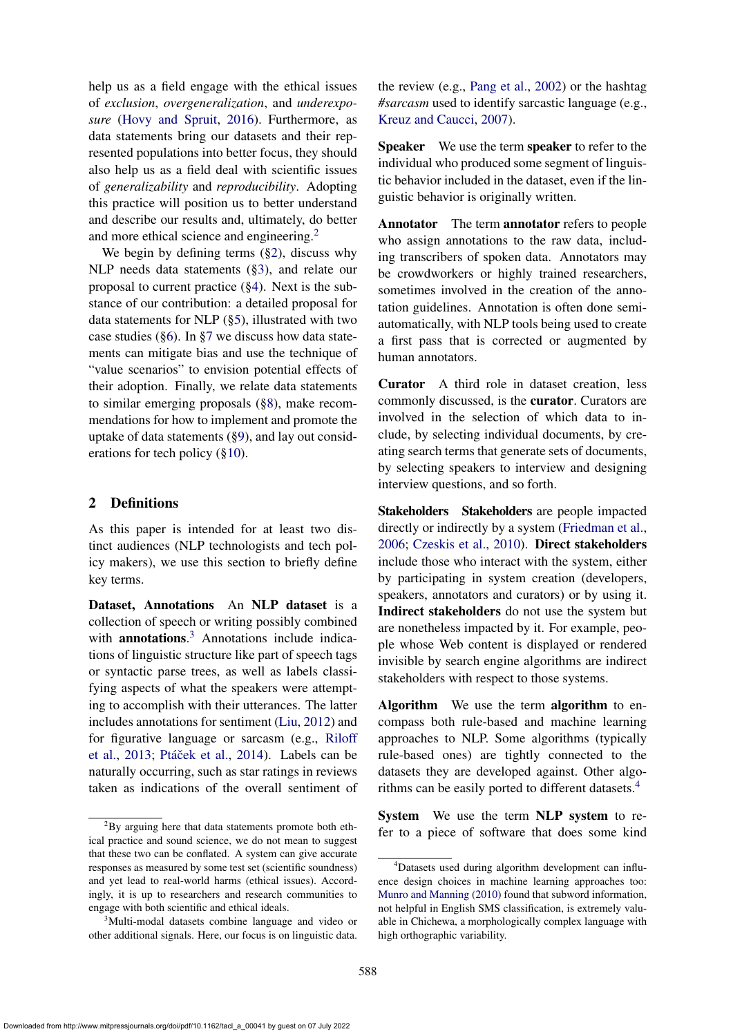help us as a field engage with the ethical issues of *exclusion*, *overgeneralization*, and *underexposure* (Hovy and Spruit, 2016). Furthermore, as data statements bring our datasets and their represented populations into better focus, they should also help us as a field deal with scientific issues of *generalizability* and *reproducibility*. Adopting this practice will position us to better understand and describe our results and, ultimately, do better and more ethical science and engineering.[2]

We begin by defining terms (§2), discuss why NLP needs data statements (§3), and relate our proposal to current practice (§4). Next is the substance of our contribution: a detailed proposal for data statements for NLP (§5), illustrated with two case studies (§6). In §7 we discuss how data statements can mitigate bias and use the technique of "value scenarios" to envision potential effects of their adoption. Finally, we relate data statements to similar emerging proposals (§8), make recommendations for how to implement and promote the uptake of data statements (§9), and lay out considerations for tech policy (§10).

## 2 Definitions

As this paper is intended for at least two distinct audiences (NLP technologists and tech policy makers), we use this section to briefly define key terms.

**Dataset, Annotations** An **NLP dataset** is a collection of speech or writing possibly combined with **annotations**.[3] Annotations include indications of linguistic structure like part of speech tags or syntactic parse trees, as well as labels classifying aspects of what the speakers were attempting to accomplish with their utterances. The latter includes annotations for sentiment (Liu, 2012) and for figurative language or sarcasm (e.g., Riloff et al., 2013; Ptáček et al., 2014). Labels can be naturally occurring, such as star ratings in reviews taken as indications of the overall sentiment of the review (e.g., Pang et al., 2002) or the hashtag *#sarcasm* used to identify sarcastic language (e.g., Kreuz and Caucci, 2007).

**Speaker** We use the term **speaker** to refer to the individual who produced some segment of linguistic behavior included in the dataset, even if the linguistic behavior is originally written.

**Annotator** The term **annotator** refers to people who assign annotations to the raw data, including transcribers of spoken data. Annotators may be crowdworkers or highly trained researchers, sometimes involved in the creation of the annotation guidelines. Annotation is often done semi-automatically, with NLP tools being used to create a first pass that is corrected or augmented by human annotators.

**Curator** A third role in dataset creation, less commonly discussed, is the **curator**. Curators are involved in the selection of which data to include, by selecting individual documents, by creating search terms that generate sets of documents, by selecting speakers to interview and designing interview questions, and so forth.

**Stakeholders** **Stakeholders** are people impacted directly or indirectly by a system (Friedman et al., 2006; Czeskis et al., 2010). **Direct stakeholders** include those who interact with the system, either by participating in system creation (developers, speakers, annotators and curators) or by using it. **Indirect stakeholders** do not use the system but are nonetheless impacted by it. For example, people whose Web content is displayed or rendered invisible by search engine algorithms are indirect stakeholders with respect to those systems.

**Algorithm** We use the term **algorithm** to encompass both rule-based and machine learning approaches to NLP. Some algorithms (typically rule-based ones) are tightly connected to the datasets they are developed against. Other algorithms can be easily ported to different datasets.[4]

**System** We use the term **NLP system** to refer to a piece of software that does some kind

[2] By arguing here that data statements promote both ethical practice and sound science, we do not mean to suggest that these two can be conflated. A system can give accurate responses as measured by some test set (scientific soundness) and yet lead to real-world harms (ethical issues). Accordingly, it is up to researchers and research communities to engage with both scientific and ethical ideals.

[3] Multi-modal datasets combine language and video or other additional signals. Here, our focus is on linguistic data.

[4] Datasets used during algorithm development can influence design choices in machine learning approaches too: Munro and Manning (2010) found that subword information, not helpful in English SMS classification, is extremely valuable in Chichewa, a morphologically complex language with high orthographic variability.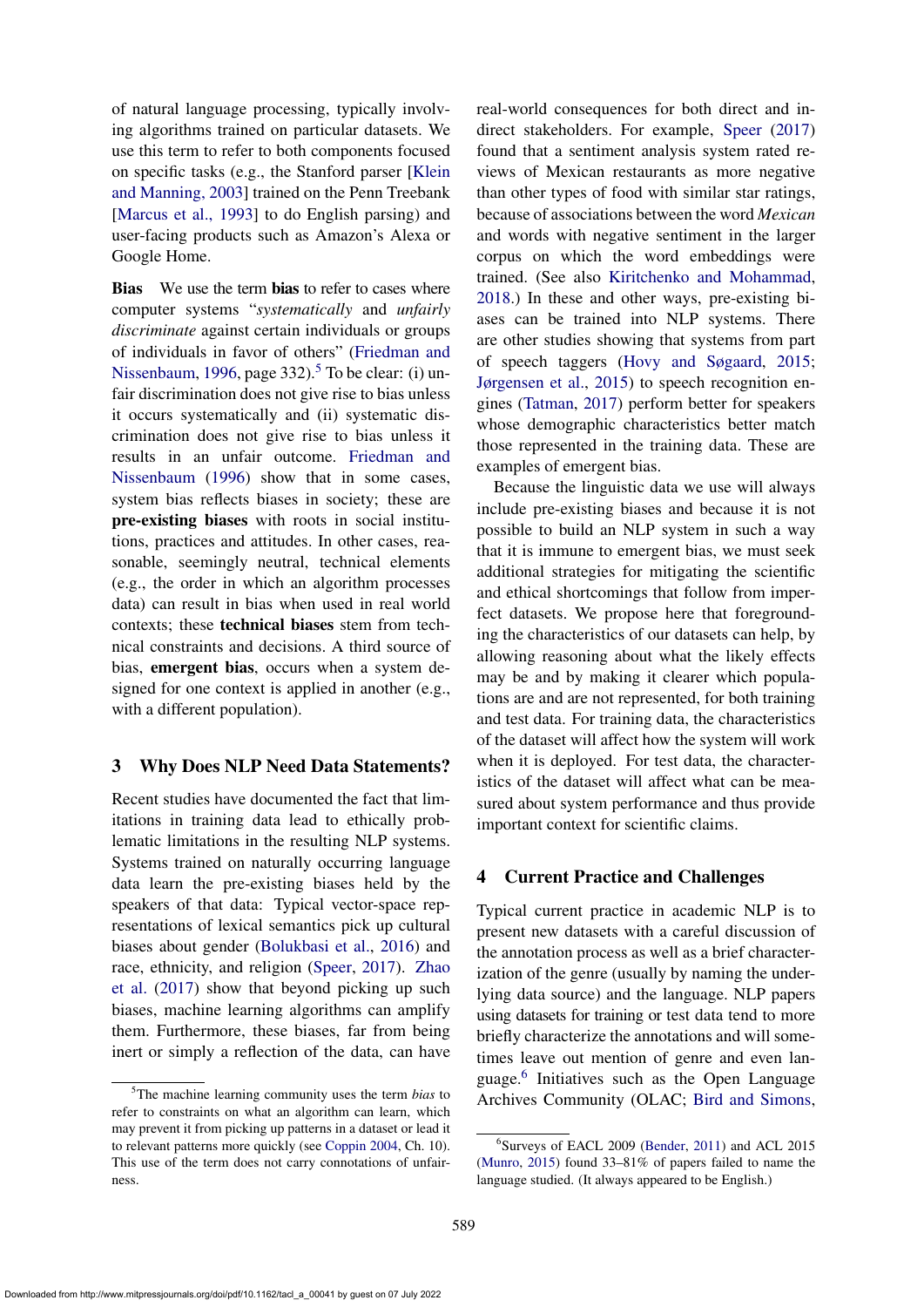of natural language processing, typically involving algorithms trained on particular datasets. We use this term to refer to both components focused on specific tasks (e.g., the Stanford parser [Klein and Manning, 2003] trained on the Penn Treebank [Marcus et al., 1993] to do English parsing) and user-facing products such as Amazon's Alexa or Google Home.

**Bias** We use the term **bias** to refer to cases where computer systems "*systematically* and *unfairly discriminate* against certain individuals or groups of individuals in favor of others" (Friedman and Nissenbaum, 1996, page 332).[5] To be clear: (i) unfair discrimination does not give rise to bias unless it occurs systematically and (ii) systematic discrimination does not give rise to bias unless it results in an unfair outcome. Friedman and Nissenbaum (1996) show that in some cases, system bias reflects biases in society; these are **pre-existing biases** with roots in social institutions, practices and attitudes. In other cases, reasonable, seemingly neutral, technical elements (e.g., the order in which an algorithm processes data) can result in bias when used in real world contexts; these **technical biases** stem from technical constraints and decisions. A third source of bias, **emergent bias**, occurs when a system designed for one context is applied in another (e.g., with a different population).

## 3 Why Does NLP Need Data Statements?

Recent studies have documented the fact that limitations in training data lead to ethically problematic limitations in the resulting NLP systems. Systems trained on naturally occurring language data learn the pre-existing biases held by the speakers of that data: Typical vector-space representations of lexical semantics pick up cultural biases about gender (Bolukbasi et al., 2016) and race, ethnicity, and religion (Speer, 2017). Zhao et al. (2017) show that beyond picking up such biases, machine learning algorithms can amplify them. Furthermore, these biases, far from being inert or simply a reflection of the data, can have real-world consequences for both direct and indirect stakeholders. For example, Speer (2017) found that a sentiment analysis system rated reviews of Mexican restaurants as more negative than other types of food with similar star ratings, because of associations between the word *Mexican* and words with negative sentiment in the larger corpus on which the word embeddings were trained. (See also Kiritchenko and Mohammad, 2018.) In these and other ways, pre-existing biases can be trained into NLP systems. There are other studies showing that systems from part of speech taggers (Hovy and Søgaard, 2015; Jørgensen et al., 2015) to speech recognition engines (Tatman, 2017) perform better for speakers whose demographic characteristics better match those represented in the training data. These are examples of emergent bias.

Because the linguistic data we use will always include pre-existing biases and because it is not possible to build an NLP system in such a way that it is immune to emergent bias, we must seek additional strategies for mitigating the scientific and ethical shortcomings that follow from imperfect datasets. We propose here that foregrounding the characteristics of our datasets can help, by allowing reasoning about what the likely effects may be and by making it clearer which populations are and are not represented, for both training and test data. For training data, the characteristics of the dataset will affect how the system will work when it is deployed. For test data, the characteristics of the dataset will affect what can be measured about system performance and thus provide important context for scientific claims.

## 4 Current Practice and Challenges

Typical current practice in academic NLP is to present new datasets with a careful discussion of the annotation process as well as a brief characterization of the genre (usually by naming the underlying data source) and the language. NLP papers using datasets for training or test data tend to more briefly characterize the annotations and will sometimes leave out mention of genre and even language.[6] Initiatives such as the Open Language Archives Community (OLAC; Bird and Simons,

[5] The machine learning community uses the term *bias* to refer to constraints on what an algorithm can learn, which may prevent it from picking up patterns in a dataset or lead it to relevant patterns more quickly (see Coppin 2004, Ch. 10). This use of the term does not carry connotations of unfairness.

[6] Surveys of EACL 2009 (Bender, 2011) and ACL 2015 (Munro, 2015) found 33–81% of papers failed to name the language studied. (It always appeared to be English.)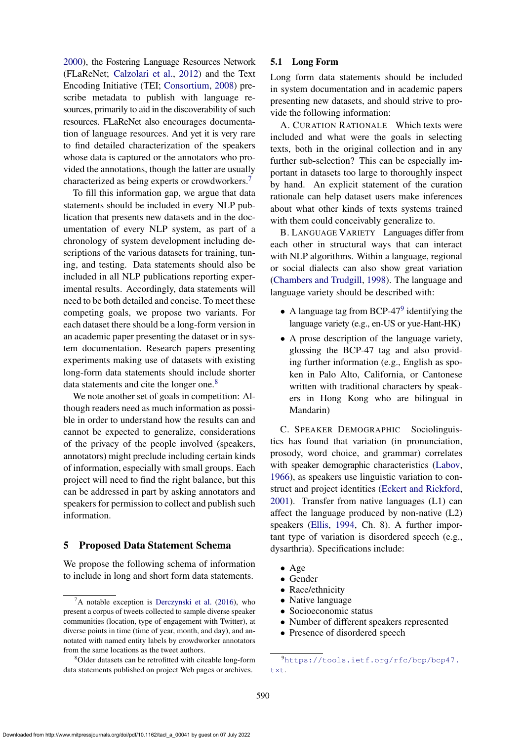2000), the Fostering Language Resources Network (FLaReNet; Calzolari et al., 2012) and the Text Encoding Initiative (TEI; Consortium, 2008) prescribe metadata to publish with language resources, primarily to aid in the discoverability of such resources. FLaReNet also encourages documentation of language resources. And yet it is very rare to find detailed characterization of the speakers whose data is captured or the annotators who provided the annotations, though the latter are usually characterized as being experts or crowdworkers.[7]

To fill this information gap, we argue that data statements should be included in every NLP publication that presents new datasets and in the documentation of every NLP system, as part of a chronology of system development including descriptions of the various datasets for training, tuning, and testing. Data statements should also be included in all NLP publications reporting experimental results. Accordingly, data statements will need to be both detailed and concise. To meet these competing goals, we propose two variants. For each dataset there should be a long-form version in an academic paper presenting the dataset or in system documentation. Research papers presenting experiments making use of datasets with existing long-form data statements should include shorter data statements and cite the longer one.[8]

We note another set of goals in competition: Although readers need as much information as possible in order to understand how the results can and cannot be expected to generalize, considerations of the privacy of the people involved (speakers, annotators) might preclude including certain kinds of information, especially with small groups. Each project will need to find the right balance, but this can be addressed in part by asking annotators and speakers for permission to collect and publish such information.

## 5 Proposed Data Statement Schema

We propose the following schema of information to include in long and short form data statements.

### 5.1 Long Form

Long form data statements should be included in system documentation and in academic papers presenting new datasets, and should strive to provide the following information:

A. CURATION RATIONALE Which texts were included and what were the goals in selecting texts, both in the original collection and in any further sub-selection? This can be especially important in datasets too large to thoroughly inspect by hand. An explicit statement of the curation rationale can help dataset users make inferences about what other kinds of texts systems trained with them could conceivably generalize to.

B. LANGUAGE VARIETY Languages differ from each other in structural ways that can interact with NLP algorithms. Within a language, regional or social dialects can also show great variation (Chambers and Trudgill, 1998). The language and language variety should be described with:

- A language tag from BCP-47[9] identifying the language variety (e.g., en-US or yue-Hant-HK)
- A prose description of the language variety, glossing the BCP-47 tag and also providing further information (e.g., English as spoken in Palo Alto, California, or Cantonese written with traditional characters by speakers in Hong Kong who are bilingual in Mandarin)

C. SPEAKER DEMOGRAPHIC Sociolinguistics has found that variation (in pronunciation, prosody, word choice, and grammar) correlates with speaker demographic characteristics (Labov, 1966), as speakers use linguistic variation to construct and project identities (Eckert and Rickford, 2001). Transfer from native languages (L1) can affect the language produced by non-native (L2) speakers (Ellis, 1994, Ch. 8). A further important type of variation is disordered speech (e.g., dysarthria). Specifications include:

- Age
- Gender
- Race/ethnicity
- Native language
- Socioeconomic status
- Number of different speakers represented
- Presence of disordered speech

[7] A notable exception is Derczynski et al. (2016), who present a corpus of tweets collected to sample diverse speaker communities (location, type of engagement with Twitter), at diverse points in time (time of year, month, and day), and annotated with named entity labels by crowdworker annotators from the same locations as the tweet authors.

[8] Older datasets can be retrofitted with citeable long-form data statements published on project Web pages or archives.

[9] https://tools.ietf.org/rfc/bcp/bcp47.txt.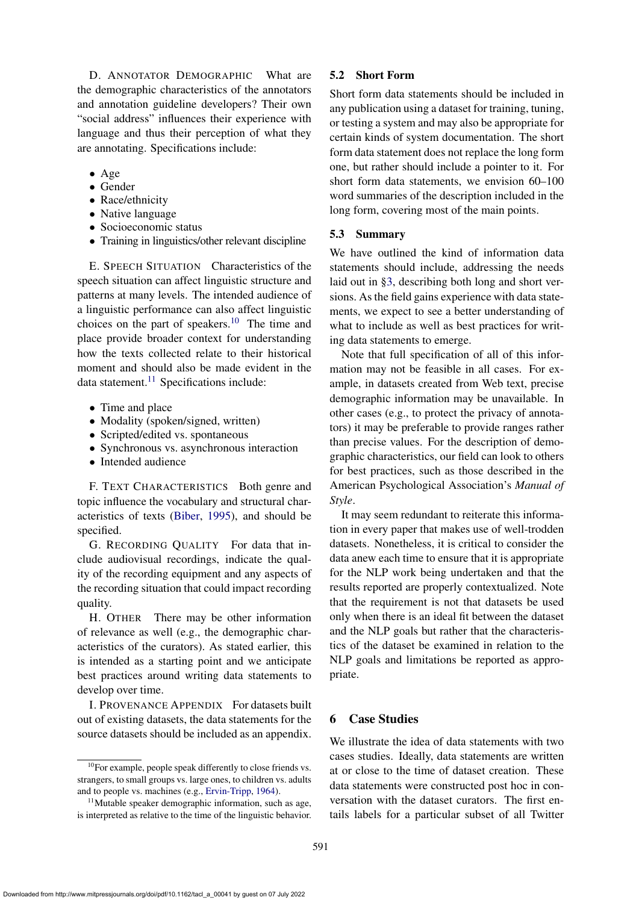D. ANNOTATOR DEMOGRAPHIC What are the demographic characteristics of the annotators and annotation guideline developers? Their own "social address" influences their experience with language and thus their perception of what they are annotating. Specifications include:

- Age
- Gender
- Race/ethnicity
- Native language
- Socioeconomic status
- Training in linguistics/other relevant discipline

E. SPEECH SITUATION Characteristics of the speech situation can affect linguistic structure and patterns at many levels. The intended audience of a linguistic performance can also affect linguistic choices on the part of speakers.[10] The time and place provide broader context for understanding how the texts collected relate to their historical moment and should also be made evident in the data statement.[11] Specifications include:

- Time and place
- Modality (spoken/signed, written)
- Scripted/edited vs. spontaneous
- Synchronous vs. asynchronous interaction
- Intended audience

F. TEXT CHARACTERISTICS Both genre and topic influence the vocabulary and structural characteristics of texts (Biber, 1995), and should be specified.

G. RECORDING QUALITY For data that include audiovisual recordings, indicate the quality of the recording equipment and any aspects of the recording situation that could impact recording quality.

H. OTHER There may be other information of relevance as well (e.g., the demographic characteristics of the curators). As stated earlier, this is intended as a starting point and we anticipate best practices around writing data statements to develop over time.

I. PROVENANCE APPENDIX For datasets built out of existing datasets, the data statements for the source datasets should be included as an appendix.

[10] For example, people speak differently to close friends vs. strangers, to small groups vs. large ones, to children vs. adults and to people vs. machines (e.g., Ervin-Tripp, 1964).

[11] Mutable speaker demographic information, such as age, is interpreted as relative to the time of the linguistic behavior.

## 5.2 Short Form

Short form data statements should be included in any publication using a dataset for training, tuning, or testing a system and may also be appropriate for certain kinds of system documentation. The short form data statement does not replace the long form one, but rather should include a pointer to it. For short form data statements, we envision 60–100 word summaries of the description included in the long form, covering most of the main points.

## 5.3 Summary

We have outlined the kind of information data statements should include, addressing the needs laid out in §3, describing both long and short versions. As the field gains experience with data statements, we expect to see a better understanding of what to include as well as best practices for writing data statements to emerge.

Note that full specification of all of this information may not be feasible in all cases. For example, in datasets created from Web text, precise demographic information may be unavailable. In other cases (e.g., to protect the privacy of annotators) it may be preferable to provide ranges rather than precise values. For the description of demographic characteristics, our field can look to others for best practices, such as those described in the American Psychological Association's *Manual of Style*.

It may seem redundant to reiterate this information in every paper that makes use of well-trodden datasets. Nonetheless, it is critical to consider the data anew each time to ensure that it is appropriate for the NLP work being undertaken and that the results reported are properly contextualized. Note that the requirement is not that datasets be used only when there is an ideal fit between the dataset and the NLP goals but rather that the characteristics of the dataset be examined in relation to the NLP goals and limitations be reported as appropriate.

# 6 Case Studies

We illustrate the idea of data statements with two cases studies. Ideally, data statements are written at or close to the time of dataset creation. These data statements were constructed post hoc in conversation with the dataset curators. The first entails labels for a particular subset of all Twitter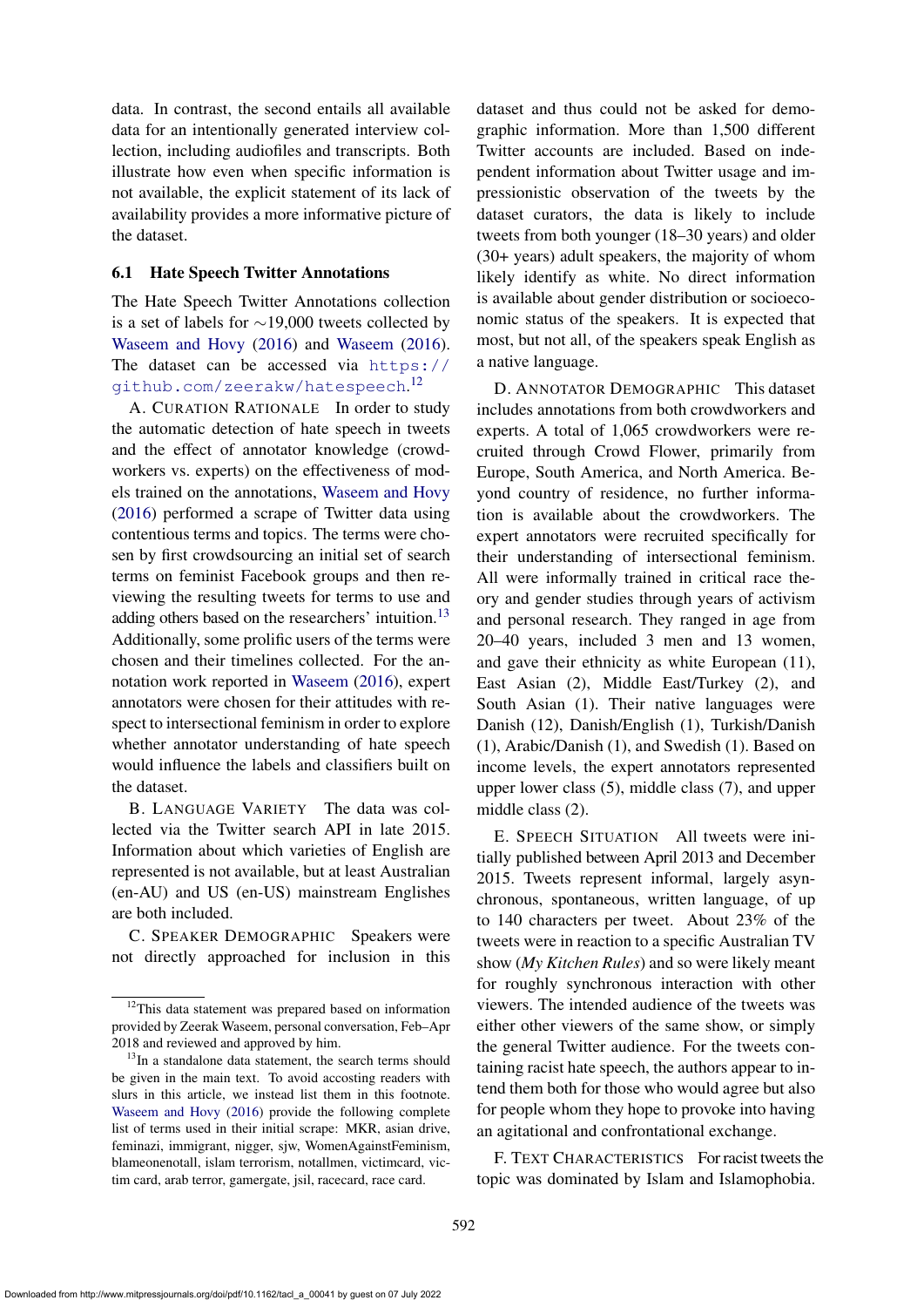data. In contrast, the second entails all available data for an intentionally generated interview collection, including audiofiles and transcripts. Both illustrate how even when specific information is not available, the explicit statement of its lack of availability provides a more informative picture of the dataset.

### 6.1 Hate Speech Twitter Annotations

The Hate Speech Twitter Annotations collection is a set of labels for ∼19,000 tweets collected by Waseem and Hovy (2016) and Waseem (2016). The dataset can be accessed via https://github.com/zeerakw/hatespeech.[12]

A. CURATION RATIONALE In order to study the automatic detection of hate speech in tweets and the effect of annotator knowledge (crowdworkers vs. experts) on the effectiveness of models trained on the annotations, Waseem and Hovy (2016) performed a scrape of Twitter data using contentious terms and topics. The terms were chosen by first crowdsourcing an initial set of search terms on feminist Facebook groups and then reviewing the resulting tweets for terms to use and adding others based on the researchers' intuition.[13] Additionally, some prolific users of the terms were chosen and their timelines collected. For the annotation work reported in Waseem (2016), expert annotators were chosen for their attitudes with respect to intersectional feminism in order to explore whether annotator understanding of hate speech would influence the labels and classifiers built on the dataset.

B. LANGUAGE VARIETY The data was collected via the Twitter search API in late 2015. Information about which varieties of English are represented is not available, but at least Australian (en-AU) and US (en-US) mainstream Englishes are both included.

C. SPEAKER DEMOGRAPHIC Speakers were not directly approached for inclusion in this dataset and thus could not be asked for demographic information. More than 1,500 different Twitter accounts are included. Based on independent information about Twitter usage and impressionistic observation of the tweets by the dataset curators, the data is likely to include tweets from both younger (18–30 years) and older (30+ years) adult speakers, the majority of whom likely identify as white. No direct information is available about gender distribution or socioeconomic status of the speakers. It is expected that most, but not all, of the speakers speak English as a native language.

D. ANNOTATOR DEMOGRAPHIC This dataset includes annotations from both crowdworkers and experts. A total of 1,065 crowdworkers were recruited through Crowd Flower, primarily from Europe, South America, and North America. Beyond country of residence, no further information is available about the crowdworkers. The expert annotators were recruited specifically for their understanding of intersectional feminism. All were informally trained in critical race theory and gender studies through years of activism and personal research. They ranged in age from 20–40 years, included 3 men and 13 women, and gave their ethnicity as white European (11), East Asian (2), Middle East/Turkey (2), and South Asian (1). Their native languages were Danish (12), Danish/English (1), Turkish/Danish (1), Arabic/Danish (1), and Swedish (1). Based on income levels, the expert annotators represented upper lower class (5), middle class (7), and upper middle class (2).

E. SPEECH SITUATION All tweets were initially published between April 2013 and December 2015. Tweets represent informal, largely asynchronous, spontaneous, written language, of up to 140 characters per tweet. About 23% of the tweets were in reaction to a specific Australian TV show (*My Kitchen Rules*) and so were likely meant for roughly synchronous interaction with other viewers. The intended audience of the tweets was either other viewers of the same show, or simply the general Twitter audience. For the tweets containing racist hate speech, the authors appear to intend them both for those who would agree but also for people whom they hope to provoke into having an agitational and confrontational exchange.

F. TEXT CHARACTERISTICS For racist tweets the topic was dominated by Islam and Islamophobia.

[12] This data statement was prepared based on information provided by Zeerak Waseem, personal conversation, Feb–Apr 2018 and reviewed and approved by him.

[13] In a standalone data statement, the search terms should be given in the main text. To avoid accosting readers with slurs in this article, we instead list them in this footnote. Waseem and Hovy (2016) provide the following complete list of terms used in their initial scrape: MKR, asian drive, feminazi, immigrant, nigger, sjw, WomenAgainstFeminism, blameonenotall, islam terrorism, notallmen, victimcard, victim card, arab terror, gamergate, jsil, racecard, race card.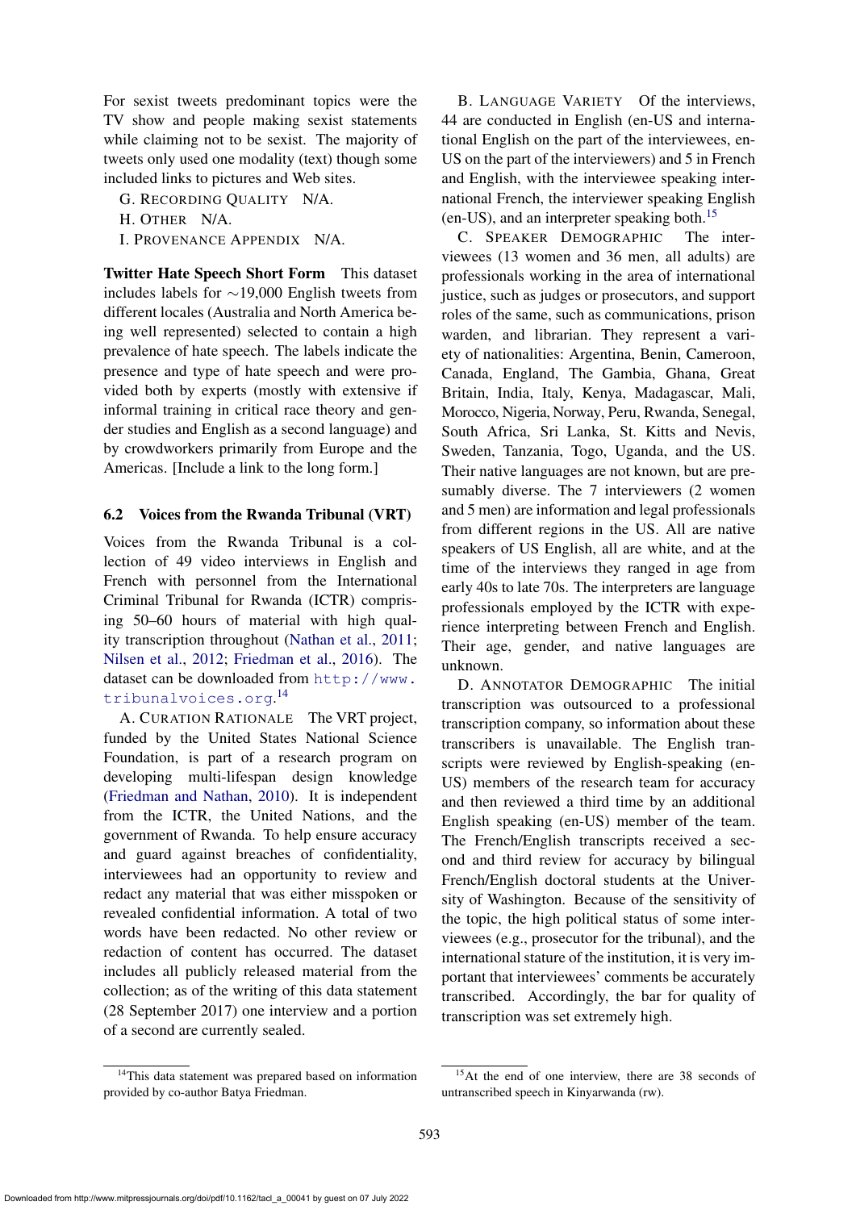For sexist tweets predominant topics were the TV show and people making sexist statements while claiming not to be sexist. The majority of tweets only used one modality (text) though some included links to pictures and Web sites.

G. Recording Quality N/A.

H. Other N/A.

I. Provenance Appendix N/A.

**Twitter Hate Speech Short Form** This dataset includes labels for ∼19,000 English tweets from different locales (Australia and North America being well represented) selected to contain a high prevalence of hate speech. The labels indicate the presence and type of hate speech and were provided both by experts (mostly with extensive if informal training in critical race theory and gender studies and English as a second language) and by crowdworkers primarily from Europe and the Americas. [Include a link to the long form.]

### 6.2 Voices from the Rwanda Tribunal (VRT)

Voices from the Rwanda Tribunal is a collection of 49 video interviews in English and French with personnel from the International Criminal Tribunal for Rwanda (ICTR) comprising 50–60 hours of material with high quality transcription throughout (Nathan et al., 2011; Nilsen et al., 2012; Friedman et al., 2016). The dataset can be downloaded from http://www.tribunalvoices.org.[14]

A. Curation Rationale The VRT project, funded by the United States National Science Foundation, is part of a research program on developing multi-lifespan design knowledge (Friedman and Nathan, 2010). It is independent from the ICTR, the United Nations, and the government of Rwanda. To help ensure accuracy and guard against breaches of confidentiality, interviewees had an opportunity to review and redact any material that was either misspoken or revealed confidential information. A total of two words have been redacted. No other review or redaction of content has occurred. The dataset includes all publicly released material from the collection; as of the writing of this data statement (28 September 2017) one interview and a portion of a second are currently sealed.

B. Language Variety Of the interviews, 44 are conducted in English (en-US and international English on the part of the interviewees, en-US on the part of the interviewers) and 5 in French and English, with the interviewee speaking international French, the interviewer speaking English (en-US), and an interpreter speaking both.[15]

C. Speaker Demographic The interviewees (13 women and 36 men, all adults) are professionals working in the area of international justice, such as judges or prosecutors, and support roles of the same, such as communications, prison warden, and librarian. They represent a variety of nationalities: Argentina, Benin, Cameroon, Canada, England, The Gambia, Ghana, Great Britain, India, Italy, Kenya, Madagascar, Mali, Morocco, Nigeria, Norway, Peru, Rwanda, Senegal, South Africa, Sri Lanka, St. Kitts and Nevis, Sweden, Tanzania, Togo, Uganda, and the US. Their native languages are not known, but are presumably diverse. The 7 interviewers (2 women and 5 men) are information and legal professionals from different regions in the US. All are native speakers of US English, all are white, and at the time of the interviews they ranged in age from early 40s to late 70s. The interpreters are language professionals employed by the ICTR with experience interpreting between French and English. Their age, gender, and native languages are unknown.

D. Annotator Demographic The initial transcription was outsourced to a professional transcription company, so information about these transcribers is unavailable. The English transcripts were reviewed by English-speaking (en-US) members of the research team for accuracy and then reviewed a third time by an additional English speaking (en-US) member of the team. The French/English transcripts received a second and third review for accuracy by bilingual French/English doctoral students at the University of Washington. Because of the sensitivity of the topic, the high political status of some interviewees (e.g., prosecutor for the tribunal), and the international stature of the institution, it is very important that interviewees' comments be accurately transcribed. Accordingly, the bar for quality of transcription was set extremely high.

[14] This data statement was prepared based on information provided by co-author Batya Friedman.

[15] At the end of one interview, there are 38 seconds of untranscribed speech in Kinyarwanda (rw).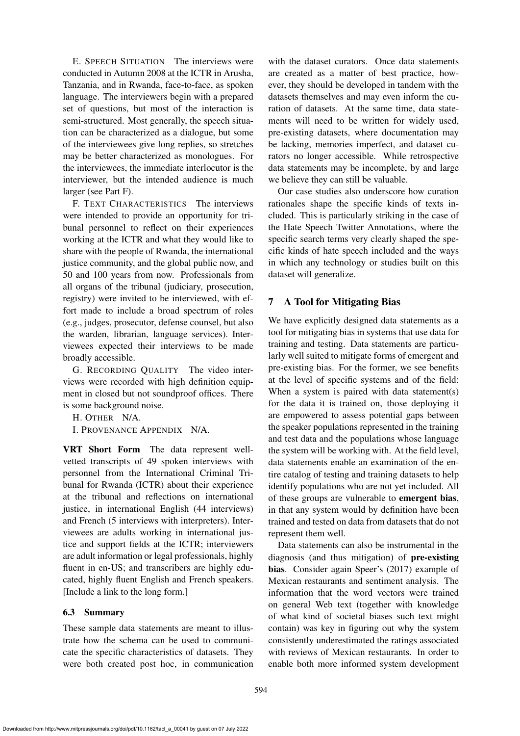E. SPEECH SITUATION The interviews were conducted in Autumn 2008 at the ICTR in Arusha, Tanzania, and in Rwanda, face-to-face, as spoken language. The interviewers begin with a prepared set of questions, but most of the interaction is semi-structured. Most generally, the speech situation can be characterized as a dialogue, but some of the interviewees give long replies, so stretches may be better characterized as monologues. For the interviewees, the immediate interlocutor is the interviewer, but the intended audience is much larger (see Part F).

F. TEXT CHARACTERISTICS The interviews were intended to provide an opportunity for tribunal personnel to reflect on their experiences working at the ICTR and what they would like to share with the people of Rwanda, the international justice community, and the global public now, and 50 and 100 years from now. Professionals from all organs of the tribunal (judiciary, prosecution, registry) were invited to be interviewed, with effort made to include a broad spectrum of roles (e.g., judges, prosecutor, defense counsel, but also the warden, librarian, language services). Interviewees expected their interviews to be made broadly accessible.

G. RECORDING QUALITY The video interviews were recorded with high definition equipment in closed but not soundproof offices. There is some background noise.

H. OTHER N/A.

I. PROVENANCE APPENDIX N/A.

**VRT Short Form** The data represent well-vetted transcripts of 49 spoken interviews with personnel from the International Criminal Tribunal for Rwanda (ICTR) about their experience at the tribunal and reflections on international justice, in international English (44 interviews) and French (5 interviews with interpreters). Interviewees are adults working in international justice and support fields at the ICTR; interviewers are adult information or legal professionals, highly fluent in en-US; and transcribers are highly educated, highly fluent English and French speakers. [Include a link to the long form.]

### 6.3 Summary

These sample data statements are meant to illustrate how the schema can be used to communicate the specific characteristics of datasets. They were both created post hoc, in communication with the dataset curators. Once data statements are created as a matter of best practice, however, they should be developed in tandem with the datasets themselves and may even inform the curation of datasets. At the same time, data statements will need to be written for widely used, pre-existing datasets, where documentation may be lacking, memories imperfect, and dataset curators no longer accessible. While retrospective data statements may be incomplete, by and large we believe they can still be valuable.

Our case studies also underscore how curation rationales shape the specific kinds of texts included. This is particularly striking in the case of the Hate Speech Twitter Annotations, where the specific search terms very clearly shaped the specific kinds of hate speech included and the ways in which any technology or studies built on this dataset will generalize.

## 7 A Tool for Mitigating Bias

We have explicitly designed data statements as a tool for mitigating bias in systems that use data for training and testing. Data statements are particularly well suited to mitigate forms of emergent and pre-existing bias. For the former, we see benefits at the level of specific systems and of the field: When a system is paired with data statement(s) for the data it is trained on, those deploying it are empowered to assess potential gaps between the speaker populations represented in the training and test data and the populations whose language the system will be working with. At the field level, data statements enable an examination of the entire catalog of testing and training datasets to help identify populations who are not yet included. All of these groups are vulnerable to **emergent bias**, in that any system would by definition have been trained and tested on data from datasets that do not represent them well.

Data statements can also be instrumental in the diagnosis (and thus mitigation) of **pre-existing bias**. Consider again Speer's (2017) example of Mexican restaurants and sentiment analysis. The information that the word vectors were trained on general Web text (together with knowledge of what kind of societal biases such text might contain) was key in figuring out why the system consistently underestimated the ratings associated with reviews of Mexican restaurants. In order to enable both more informed system development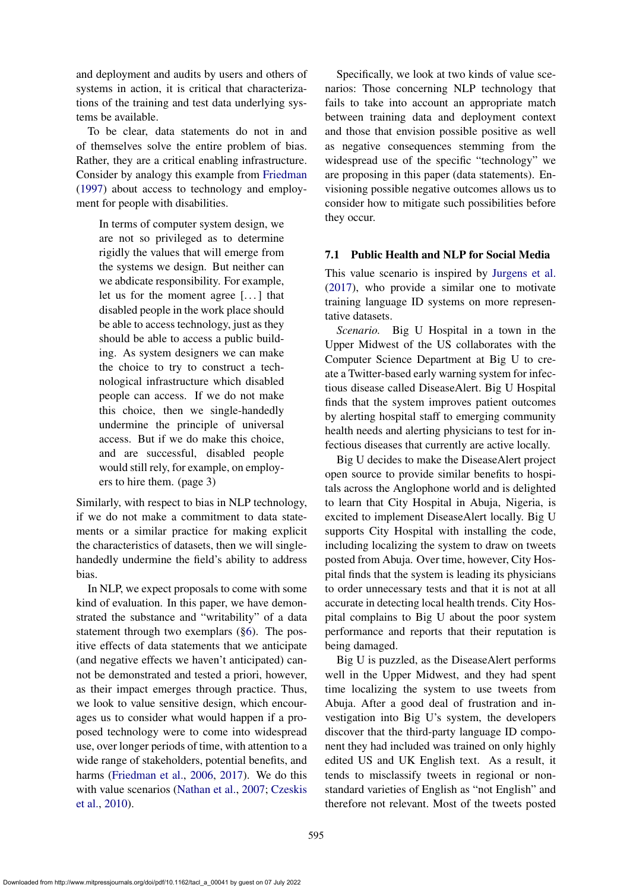and deployment and audits by users and others of systems in action, it is critical that characterizations of the training and test data underlying systems be available.

To be clear, data statements do not in and of themselves solve the entire problem of bias. Rather, they are a critical enabling infrastructure. Consider by analogy this example from Friedman (1997) about access to technology and employment for people with disabilities.

> In terms of computer system design, we are not so privileged as to determine rigidly the values that will emerge from the systems we design. But neither can we abdicate responsibility. For example, let us for the moment agree [...] that disabled people in the work place should be able to access technology, just as they should be able to access a public building. As system designers we can make the choice to try to construct a technological infrastructure which disabled people can access. If we do not make this choice, then we single-handedly undermine the principle of universal access. But if we do make this choice, and are successful, disabled people would still rely, for example, on employers to hire them. (page 3)

Similarly, with respect to bias in NLP technology, if we do not make a commitment to data statements or a similar practice for making explicit the characteristics of datasets, then we will single-handedly undermine the field's ability to address bias.

In NLP, we expect proposals to come with some kind of evaluation. In this paper, we have demonstrated the substance and "writability" of a data statement through two exemplars (§6). The positive effects of data statements that we anticipate (and negative effects we haven't anticipated) cannot be demonstrated and tested a priori, however, as their impact emerges through practice. Thus, we look to value sensitive design, which encourages us to consider what would happen if a proposed technology were to come into widespread use, over longer periods of time, with attention to a wide range of stakeholders, potential benefits, and harms (Friedman et al., 2006, 2017). We do this with value scenarios (Nathan et al., 2007; Czeskis et al., 2010).

Specifically, we look at two kinds of value scenarios: Those concerning NLP technology that fails to take into account an appropriate match between training data and deployment context and those that envision possible positive as well as negative consequences stemming from the widespread use of the specific "technology" we are proposing in this paper (data statements). Envisioning possible negative outcomes allows us to consider how to mitigate such possibilities before they occur.

### 7.1 Public Health and NLP for Social Media

This value scenario is inspired by Jurgens et al. (2017), who provide a similar one to motivate training language ID systems on more representative datasets.

*Scenario.* Big U Hospital in a town in the Upper Midwest of the US collaborates with the Computer Science Department at Big U to create a Twitter-based early warning system for infectious disease called DiseaseAlert. Big U Hospital finds that the system improves patient outcomes by alerting hospital staff to emerging community health needs and alerting physicians to test for infectious diseases that currently are active locally.

Big U decides to make the DiseaseAlert project open source to provide similar benefits to hospitals across the Anglophone world and is delighted to learn that City Hospital in Abuja, Nigeria, is excited to implement DiseaseAlert locally. Big U supports City Hospital with installing the code, including localizing the system to draw on tweets posted from Abuja. Over time, however, City Hospital finds that the system is leading its physicians to order unnecessary tests and that it is not at all accurate in detecting local health trends. City Hospital complains to Big U about the poor system performance and reports that their reputation is being damaged.

Big U is puzzled, as the DiseaseAlert performs well in the Upper Midwest, and they had spent time localizing the system to use tweets from Abuja. After a good deal of frustration and investigation into Big U's system, the developers discover that the third-party language ID component they had included was trained on only highly edited US and UK English text. As a result, it tends to misclassify tweets in regional or non-standard varieties of English as "not English" and therefore not relevant. Most of the tweets posted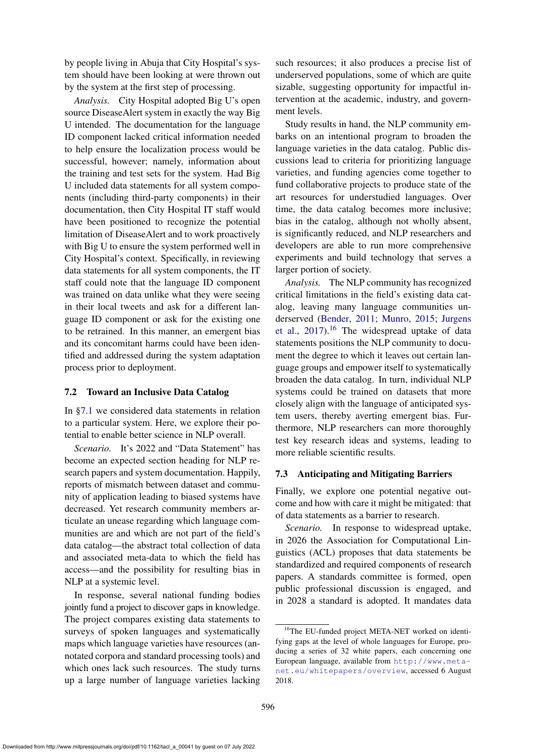by people living in Abuja that City Hospital's system should have been looking at were thrown out by the system at the first step of processing.

*Analysis.* City Hospital adopted Big U's open source DiseaseAlert system in exactly the way Big U intended. The documentation for the language ID component lacked critical information needed to help ensure the localization process would be successful, however; namely, information about the training and test sets for the system. Had Big U included data statements for all system components (including third-party components) in their documentation, then City Hospital IT staff would have been positioned to recognize the potential limitation of DiseaseAlert and to work proactively with Big U to ensure the system performed well in City Hospital's context. Specifically, in reviewing data statements for all system components, the IT staff could note that the language ID component was trained on data unlike what they were seeing in their local tweets and ask for a different language ID component or ask for the existing one to be retrained. In this manner, an emergent bias and its concomitant harms could have been identified and addressed during the system adaptation process prior to deployment.

### 7.2 Toward an Inclusive Data Catalog

In §7.1 we considered data statements in relation to a particular system. Here, we explore their potential to enable better science in NLP overall.

*Scenario.* It's 2022 and "Data Statement" has become an expected section heading for NLP research papers and system documentation. Happily, reports of mismatch between dataset and community of application leading to biased systems have decreased. Yet research community members articulate an unease regarding which language communities are and which are not part of the field's data catalog—the abstract total collection of data and associated meta-data to which the field has access—and the possibility for resulting bias in NLP at a systemic level.

In response, several national funding bodies jointly fund a project to discover gaps in knowledge. The project compares existing data statements to surveys of spoken languages and systematically maps which language varieties have resources (annotated corpora and standard processing tools) and which ones lack such resources. The study turns up a large number of language varieties lacking such resources; it also produces a precise list of underserved populations, some of which are quite sizable, suggesting opportunity for impactful intervention at the academic, industry, and government levels.

Study results in hand, the NLP community embarks on an intentional program to broaden the language varieties in the data catalog. Public discussions lead to criteria for prioritizing language varieties, and funding agencies come together to fund collaborative projects to produce state of the art resources for understudied languages. Over time, the data catalog becomes more inclusive; bias in the catalog, although not wholly absent, is significantly reduced, and NLP researchers and developers are able to run more comprehensive experiments and build technology that serves a larger portion of society.

*Analysis.* The NLP community has recognized critical limitations in the field's existing data catalog, leaving many language communities underserved (Bender, 2011; Munro, 2015; Jurgens et al., 2017).[16] The widespread uptake of data statements positions the NLP community to document the degree to which it leaves out certain language groups and empower itself to systematically broaden the data catalog. In turn, individual NLP systems could be trained on datasets that more closely align with the language of anticipated system users, thereby averting emergent bias. Furthermore, NLP researchers can more thoroughly test key research ideas and systems, leading to more reliable scientific results.

### 7.3 Anticipating and Mitigating Barriers

Finally, we explore one potential negative outcome and how with care it might be mitigated: that of data statements as a barrier to research.

*Scenario.* In response to widespread uptake, in 2026 the Association for Computational Linguistics (ACL) proposes that data statements be standardized and required components of research papers. A standards committee is formed, open public professional discussion is engaged, and in 2028 a standard is adopted. It mandates data

[16] The EU-funded project META-NET worked on identifying gaps at the level of whole languages for Europe, producing a series of 32 white papers, each concerning one European language, available from http://www.meta-net.eu/whitepapers/overview, accessed 6 August 2018.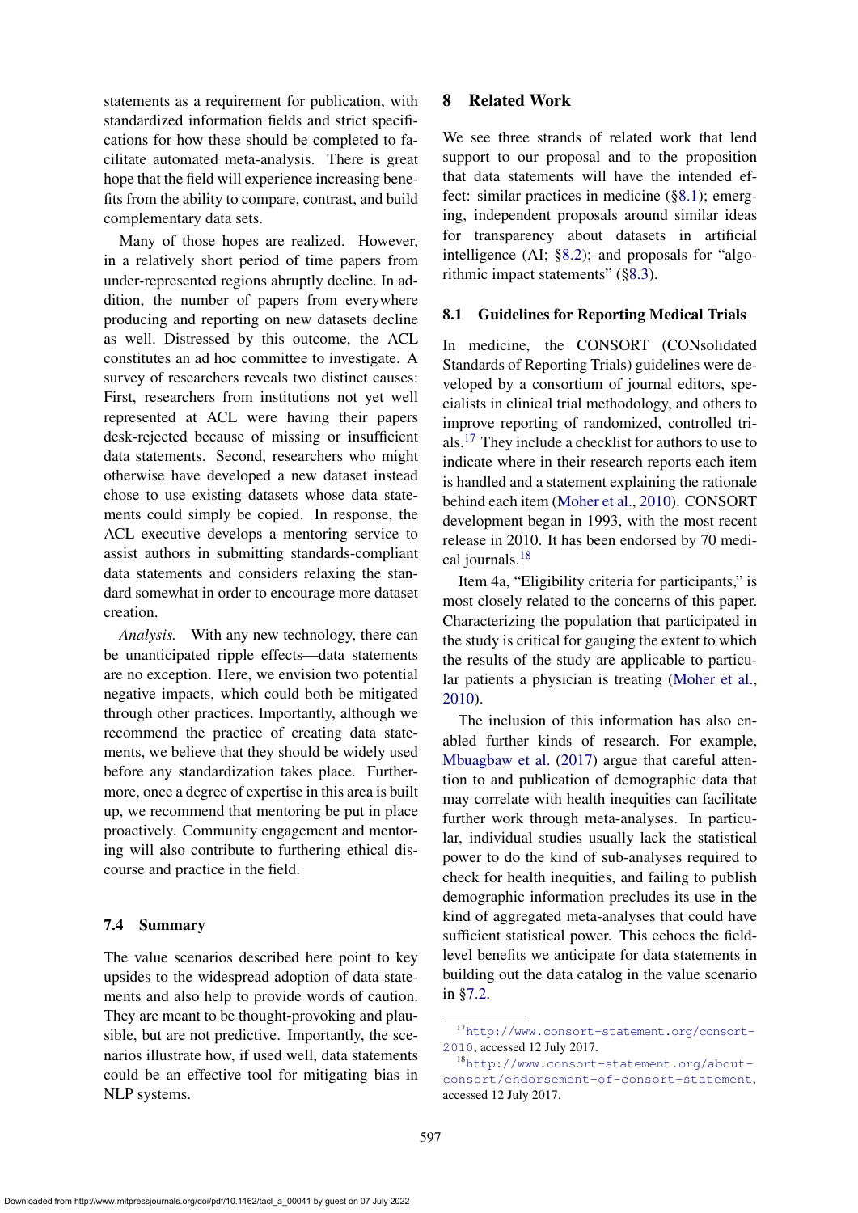statements as a requirement for publication, with standardized information fields and strict specifications for how these should be completed to facilitate automated meta-analysis. There is great hope that the field will experience increasing benefits from the ability to compare, contrast, and build complementary data sets.

Many of those hopes are realized. However, in a relatively short period of time papers from under-represented regions abruptly decline. In addition, the number of papers from everywhere producing and reporting on new datasets decline as well. Distressed by this outcome, the ACL constitutes an ad hoc committee to investigate. A survey of researchers reveals two distinct causes: First, researchers from institutions not yet well represented at ACL were having their papers desk-rejected because of missing or insufficient data statements. Second, researchers who might otherwise have developed a new dataset instead chose to use existing datasets whose data statements could simply be copied. In response, the ACL executive develops a mentoring service to assist authors in submitting standards-compliant data statements and considers relaxing the standard somewhat in order to encourage more dataset creation.

*Analysis.* With any new technology, there can be unanticipated ripple effects—data statements are no exception. Here, we envision two potential negative impacts, which could both be mitigated through other practices. Importantly, although we recommend the practice of creating data statements, we believe that they should be widely used before any standardization takes place. Furthermore, once a degree of expertise in this area is built up, we recommend that mentoring be put in place proactively. Community engagement and mentoring will also contribute to furthering ethical discourse and practice in the field.

### 7.4 Summary

The value scenarios described here point to key upsides to the widespread adoption of data statements and also help to provide words of caution. They are meant to be thought-provoking and plausible, but are not predictive. Importantly, the scenarios illustrate how, if used well, data statements could be an effective tool for mitigating bias in NLP systems.

## 8 Related Work

We see three strands of related work that lend support to our proposal and to the proposition that data statements will have the intended effect: similar practices in medicine (§8.1); emerging, independent proposals around similar ideas for transparency about datasets in artificial intelligence (AI; §8.2); and proposals for "algorithmic impact statements" (§8.3).

### 8.1 Guidelines for Reporting Medical Trials

In medicine, the CONSORT (CONsolidated Standards of Reporting Trials) guidelines were developed by a consortium of journal editors, specialists in clinical trial methodology, and others to improve reporting of randomized, controlled trials.[17] They include a checklist for authors to use to indicate where in their research reports each item is handled and a statement explaining the rationale behind each item (Moher et al., 2010). CONSORT development began in 1993, with the most recent release in 2010. It has been endorsed by 70 medical journals.[18]

Item 4a, "Eligibility criteria for participants," is most closely related to the concerns of this paper. Characterizing the population that participated in the study is critical for gauging the extent to which the results of the study are applicable to particular patients a physician is treating (Moher et al., 2010).

The inclusion of this information has also enabled further kinds of research. For example, Mbuagbaw et al. (2017) argue that careful attention to and publication of demographic data that may correlate with health inequities can facilitate further work through meta-analyses. In particular, individual studies usually lack the statistical power to do the kind of sub-analyses required to check for health inequities, and failing to publish demographic information precludes its use in the kind of aggregated meta-analyses that could have sufficient statistical power. This echoes the field-level benefits we anticipate for data statements in building out the data catalog in the value scenario in §7.2.

---

[17] http://www.consort-statement.org/consort-2010, accessed 12 July 2017.

[18] http://www.consort-statement.org/about-consort/endorsement-of-consort-statement, accessed 12 July 2017.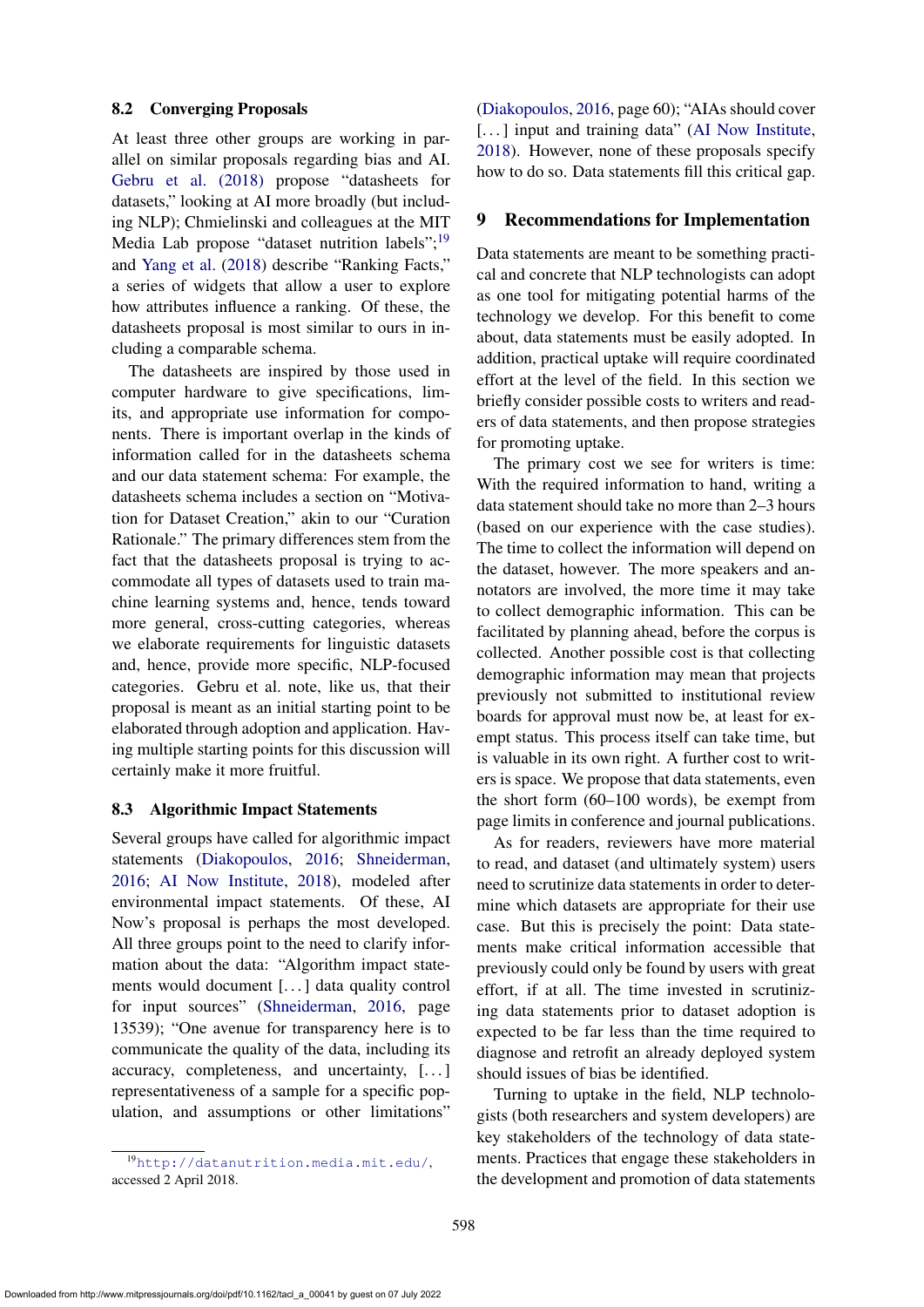### 8.2 Converging Proposals

At least three other groups are working in parallel on similar proposals regarding bias and AI. Gebru et al. (2018) propose "datasheets for datasets," looking at AI more broadly (but including NLP); Chmielinski and colleagues at the MIT Media Lab propose "dataset nutrition labels";[19] and Yang et al. (2018) describe "Ranking Facts," a series of widgets that allow a user to explore how attributes influence a ranking. Of these, the datasheets proposal is most similar to ours in including a comparable schema.

The datasheets are inspired by those used in computer hardware to give specifications, limits, and appropriate use information for components. There is important overlap in the kinds of information called for in the datasheets schema and our data statement schema: For example, the datasheets schema includes a section on "Motivation for Dataset Creation," akin to our "Curation Rationale." The primary differences stem from the fact that the datasheets proposal is trying to accommodate all types of datasets used to train machine learning systems and, hence, tends toward more general, cross-cutting categories, whereas we elaborate requirements for linguistic datasets and, hence, provide more specific, NLP-focused categories. Gebru et al. note, like us, that their proposal is meant as an initial starting point to be elaborated through adoption and application. Having multiple starting points for this discussion will certainly make it more fruitful.

### 8.3 Algorithmic Impact Statements

Several groups have called for algorithmic impact statements (Diakopoulos, 2016; Shneiderman, 2016; AI Now Institute, 2018), modeled after environmental impact statements. Of these, AI Now's proposal is perhaps the most developed. All three groups point to the need to clarify information about the data: "Algorithm impact statements would document [. . . ] data quality control for input sources" (Shneiderman, 2016, page 13539); "One avenue for transparency here is to communicate the quality of the data, including its accuracy, completeness, and uncertainty, [. . . ] representativeness of a sample for a specific population, and assumptions or other limitations" (Diakopoulos, 2016, page 60); "AIAs should cover [. . . ] input and training data" (AI Now Institute, 2018). However, none of these proposals specify how to do so. Data statements fill this critical gap.

## 9 Recommendations for Implementation

Data statements are meant to be something practical and concrete that NLP technologists can adopt as one tool for mitigating potential harms of the technology we develop. For this benefit to come about, data statements must be easily adopted. In addition, practical uptake will require coordinated effort at the level of the field. In this section we briefly consider possible costs to writers and readers of data statements, and then propose strategies for promoting uptake.

The primary cost we see for writers is time: With the required information to hand, writing a data statement should take no more than 2–3 hours (based on our experience with the case studies). The time to collect the information will depend on the dataset, however. The more speakers and annotators are involved, the more time it may take to collect demographic information. This can be facilitated by planning ahead, before the corpus is collected. Another possible cost is that collecting demographic information may mean that projects previously not submitted to institutional review boards for approval must now be, at least for exempt status. This process itself can take time, but is valuable in its own right. A further cost to writers is space. We propose that data statements, even the short form (60–100 words), be exempt from page limits in conference and journal publications.

As for readers, reviewers have more material to read, and dataset (and ultimately system) users need to scrutinize data statements in order to determine which datasets are appropriate for their use case. But this is precisely the point: Data statements make critical information accessible that previously could only be found by users with great effort, if at all. The time invested in scrutinizing data statements prior to dataset adoption is expected to be far less than the time required to diagnose and retrofit an already deployed system should issues of bias be identified.

Turning to uptake in the field, NLP technologists (both researchers and system developers) are key stakeholders of the technology of data statements. Practices that engage these stakeholders in the development and promotion of data statements

[19] http://datanutrition.media.mit.edu/, accessed 2 April 2018.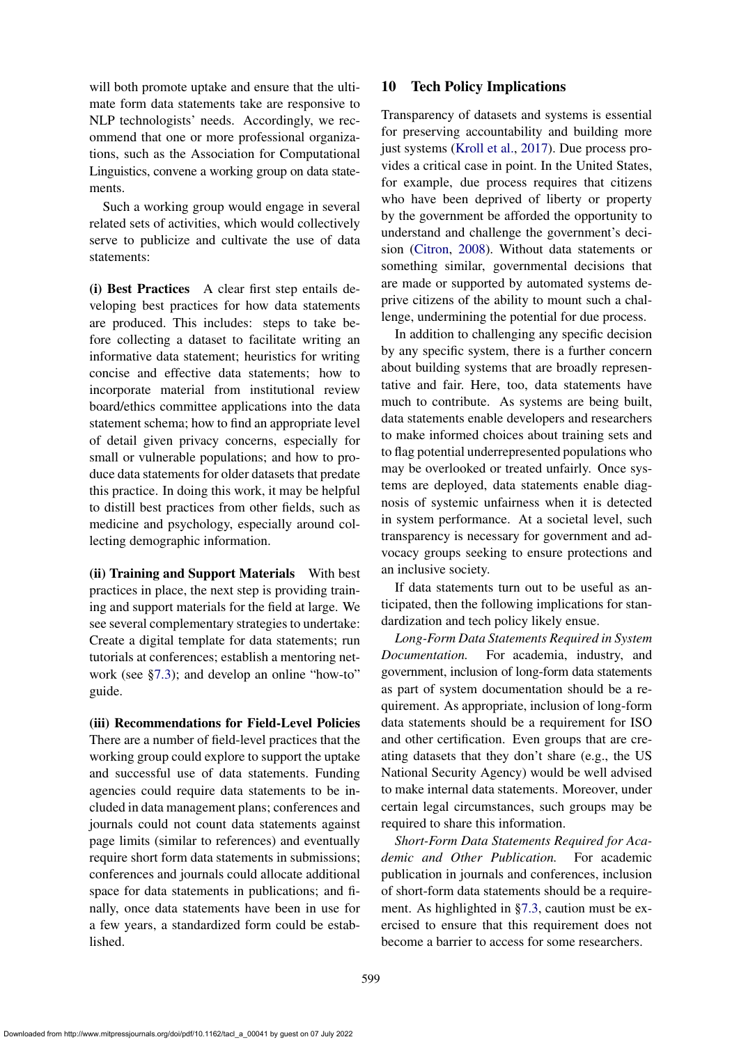will both promote uptake and ensure that the ultimate form data statements take are responsive to NLP technologists' needs. Accordingly, we recommend that one or more professional organizations, such as the Association for Computational Linguistics, convene a working group on data statements.

Such a working group would engage in several related sets of activities, which would collectively serve to publicize and cultivate the use of data statements:

**(i) Best Practices** A clear first step entails developing best practices for how data statements are produced. This includes: steps to take before collecting a dataset to facilitate writing an informative data statement; heuristics for writing concise and effective data statements; how to incorporate material from institutional review board/ethics committee applications into the data statement schema; how to find an appropriate level of detail given privacy concerns, especially for small or vulnerable populations; and how to produce data statements for older datasets that predate this practice. In doing this work, it may be helpful to distill best practices from other fields, such as medicine and psychology, especially around collecting demographic information.

**(ii) Training and Support Materials** With best practices in place, the next step is providing training and support materials for the field at large. We see several complementary strategies to undertake: Create a digital template for data statements; run tutorials at conferences; establish a mentoring network (see §7.3); and develop an online "how-to" guide.

**(iii) Recommendations for Field-Level Policies** There are a number of field-level practices that the working group could explore to support the uptake and successful use of data statements. Funding agencies could require data statements to be included in data management plans; conferences and journals could not count data statements against page limits (similar to references) and eventually require short form data statements in submissions; conferences and journals could allocate additional space for data statements in publications; and finally, once data statements have been in use for a few years, a standardized form could be established.

## 10 Tech Policy Implications

Transparency of datasets and systems is essential for preserving accountability and building more just systems (Kroll et al., 2017). Due process provides a critical case in point. In the United States, for example, due process requires that citizens who have been deprived of liberty or property by the government be afforded the opportunity to understand and challenge the government's decision (Citron, 2008). Without data statements or something similar, governmental decisions that are made or supported by automated systems deprive citizens of the ability to mount such a challenge, undermining the potential for due process.

In addition to challenging any specific decision by any specific system, there is a further concern about building systems that are broadly representative and fair. Here, too, data statements have much to contribute. As systems are being built, data statements enable developers and researchers to make informed choices about training sets and to flag potential underrepresented populations who may be overlooked or treated unfairly. Once systems are deployed, data statements enable diagnosis of systemic unfairness when it is detected in system performance. At a societal level, such transparency is necessary for government and advocacy groups seeking to ensure protections and an inclusive society.

If data statements turn out to be useful as anticipated, then the following implications for standardization and tech policy likely ensue.

*Long-Form Data Statements Required in System Documentation.* For academia, industry, and government, inclusion of long-form data statements as part of system documentation should be a requirement. As appropriate, inclusion of long-form data statements should be a requirement for ISO and other certification. Even groups that are creating datasets that they don't share (e.g., the US National Security Agency) would be well advised to make internal data statements. Moreover, under certain legal circumstances, such groups may be required to share this information.

*Short-Form Data Statements Required for Academic and Other Publication.* For academic publication in journals and conferences, inclusion of short-form data statements should be a requirement. As highlighted in §7.3, caution must be exercised to ensure that this requirement does not become a barrier to access for some researchers.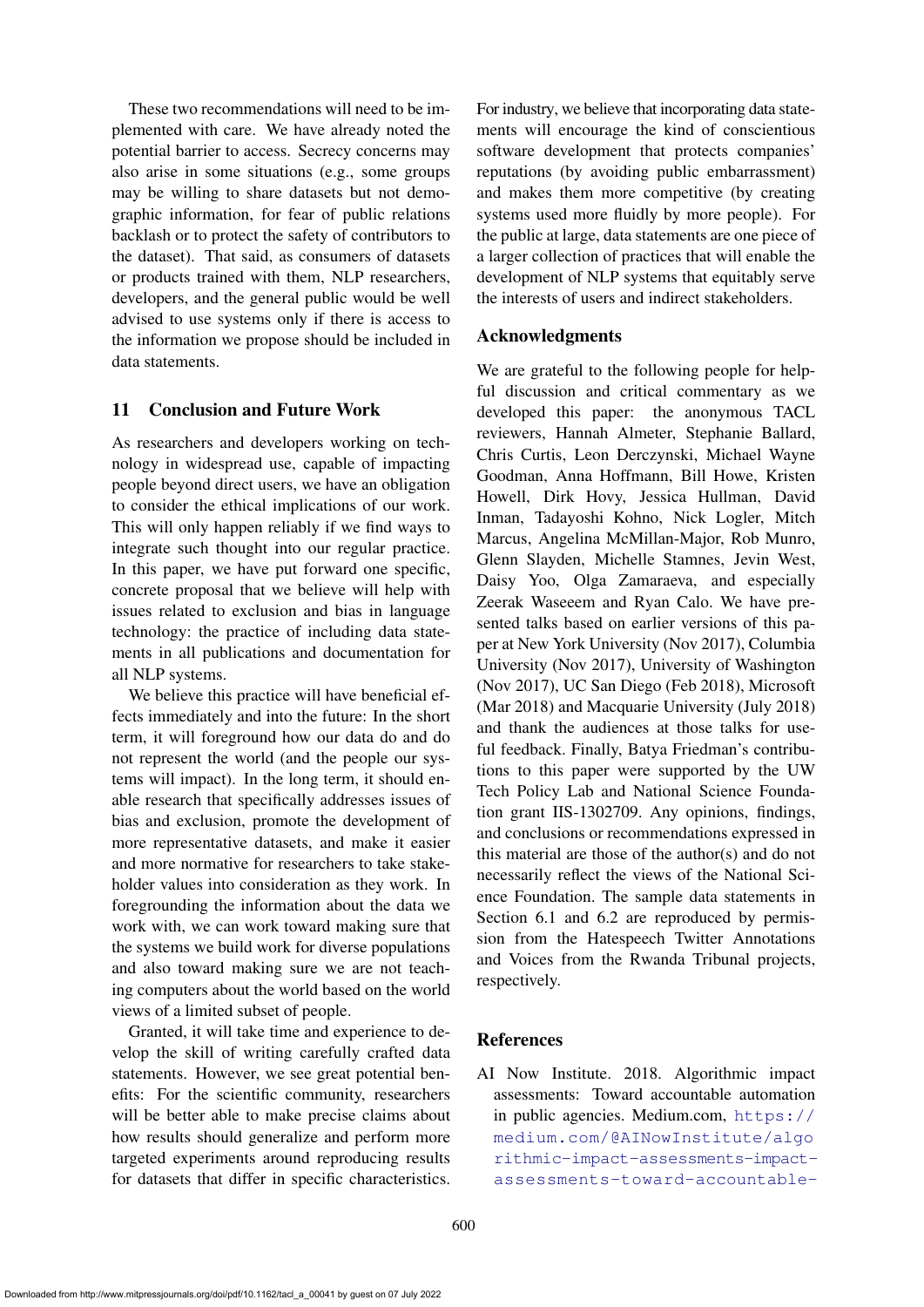These two recommendations will need to be implemented with care. We have already noted the potential barrier to access. Secrecy concerns may also arise in some situations (e.g., some groups may be willing to share datasets but not demographic information, for fear of public relations backlash or to protect the safety of contributors to the dataset). That said, as consumers of datasets or products trained with them, NLP researchers, developers, and the general public would be well advised to use systems only if there is access to the information we propose should be included in data statements.

## 11 Conclusion and Future Work

As researchers and developers working on technology in widespread use, capable of impacting people beyond direct users, we have an obligation to consider the ethical implications of our work. This will only happen reliably if we find ways to integrate such thought into our regular practice. In this paper, we have put forward one specific, concrete proposal that we believe will help with issues related to exclusion and bias in language technology: the practice of including data statements in all publications and documentation for all NLP systems.

We believe this practice will have beneficial effects immediately and into the future: In the short term, it will foreground how our data do and do not represent the world (and the people our systems will impact). In the long term, it should enable research that specifically addresses issues of bias and exclusion, promote the development of more representative datasets, and make it easier and more normative for researchers to take stakeholder values into consideration as they work. In foregrounding the information about the data we work with, we can work toward making sure that the systems we build work for diverse populations and also toward making sure we are not teaching computers about the world based on the world views of a limited subset of people.

Granted, it will take time and experience to develop the skill of writing carefully crafted data statements. However, we see great potential benefits: For the scientific community, researchers will be better able to make precise claims about how results should generalize and perform more targeted experiments around reproducing results for datasets that differ in specific characteristics. For industry, we believe that incorporating data statements will encourage the kind of conscientious software development that protects companies' reputations (by avoiding public embarrassment) and makes them more competitive (by creating systems used more fluidly by more people). For the public at large, data statements are one piece of a larger collection of practices that will enable the development of NLP systems that equitably serve the interests of users and indirect stakeholders.

## Acknowledgments

We are grateful to the following people for helpful discussion and critical commentary as we developed this paper: the anonymous TACL reviewers, Hannah Almeter, Stephanie Ballard, Chris Curtis, Leon Derczynski, Michael Wayne Goodman, Anna Hoffmann, Bill Howe, Kristen Howell, Dirk Hovy, Jessica Hullman, David Inman, Tadayoshi Kohno, Nick Logler, Mitch Marcus, Angelina McMillan-Major, Rob Munro, Glenn Slayden, Michelle Stamnes, Jevin West, Daisy Yoo, Olga Zamaraeva, and especially Zeerak Waseeem and Ryan Calo. We have presented talks based on earlier versions of this paper at New York University (Nov 2017), Columbia University (Nov 2017), University of Washington (Nov 2017), UC San Diego (Feb 2018), Microsoft (Mar 2018) and Macquarie University (July 2018) and thank the audiences at those talks for useful feedback. Finally, Batya Friedman's contributions to this paper were supported by the UW Tech Policy Lab and National Science Foundation grant IIS-1302709. Any opinions, findings, and conclusions or recommendations expressed in this material are those of the author(s) and do not necessarily reflect the views of the National Science Foundation. The sample data statements in Section 6.1 and 6.2 are reproduced by permission from the Hatespeech Twitter Annotations and Voices from the Rwanda Tribunal projects, respectively.

## References

AI Now Institute. 2018. Algorithmic impact assessments: Toward accountable automation in public agencies. Medium.com, https://medium.com/@AINowInstitute/algorithmic-impact-assessments-impact-assessments-toward-accountable-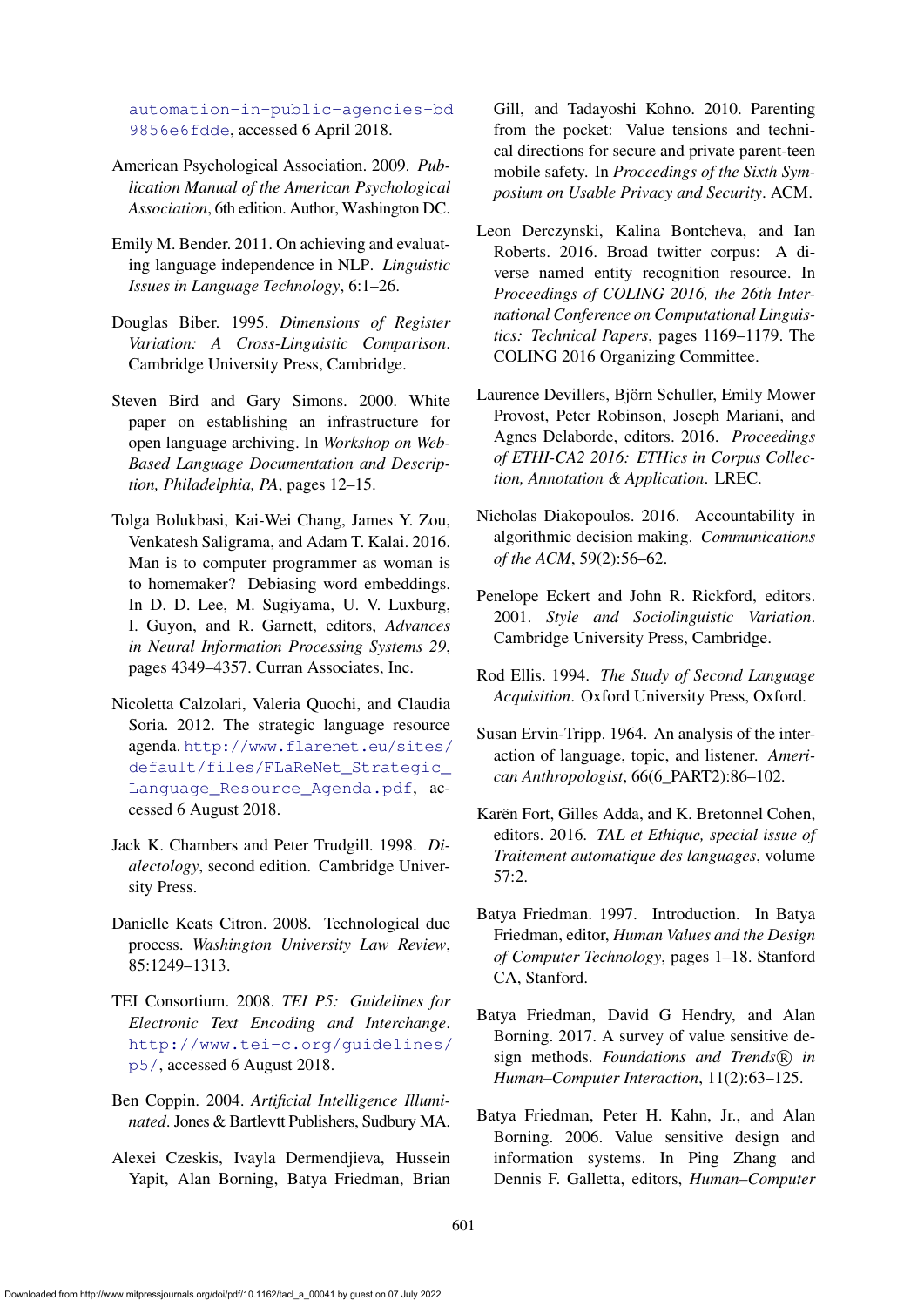automation-in-public-agencies-bd9856e6fdde, accessed 6 April 2018.

American Psychological Association. 2009. *Publication Manual of the American Psychological Association*, 6th edition. Author, Washington DC.

Emily M. Bender. 2011. On achieving and evaluating language independence in NLP. *Linguistic Issues in Language Technology*, 6:1–26.

Douglas Biber. 1995. *Dimensions of Register Variation: A Cross-Linguistic Comparison*. Cambridge University Press, Cambridge.

Steven Bird and Gary Simons. 2000. White paper on establishing an infrastructure for open language archiving. In *Workshop on Web-Based Language Documentation and Description, Philadelphia, PA*, pages 12–15.

Tolga Bolukbasi, Kai-Wei Chang, James Y. Zou, Venkatesh Saligrama, and Adam T. Kalai. 2016. Man is to computer programmer as woman is to homemaker? Debiasing word embeddings. In D. D. Lee, M. Sugiyama, U. V. Luxburg, I. Guyon, and R. Garnett, editors, *Advances in Neural Information Processing Systems 29*, pages 4349–4357. Curran Associates, Inc.

Nicoletta Calzolari, Valeria Quochi, and Claudia Soria. 2012. The strategic language resource agenda. http://www.flarenet.eu/sites/default/files/FLaReNet_Strategic_Language_Resource_Agenda.pdf, accessed 6 August 2018.

Jack K. Chambers and Peter Trudgill. 1998. *Dialectology*, second edition. Cambridge University Press.

Danielle Keats Citron. 2008. Technological due process. *Washington University Law Review*, 85:1249–1313.

TEI Consortium. 2008. *TEI P5: Guidelines for Electronic Text Encoding and Interchange*. http://www.tei-c.org/guidelines/p5/, accessed 6 August 2018.

Ben Coppin. 2004. *Artificial Intelligence Illuminated*. Jones & Bartlevtt Publishers, Sudbury MA.

Alexei Czeskis, Ivayla Dermendjieva, Hussein Yapit, Alan Borning, Batya Friedman, Brian Gill, and Tadayoshi Kohno. 2010. Parenting from the pocket: Value tensions and technical directions for secure and private parent-teen mobile safety. In *Proceedings of the Sixth Symposium on Usable Privacy and Security*. ACM.

Leon Derczynski, Kalina Bontcheva, and Ian Roberts. 2016. Broad twitter corpus: A diverse named entity recognition resource. In *Proceedings of COLING 2016, the 26th International Conference on Computational Linguistics: Technical Papers*, pages 1169–1179. The COLING 2016 Organizing Committee.

Laurence Devillers, Björn Schuller, Emily Mower Provost, Peter Robinson, Joseph Mariani, and Agnes Delaborde, editors. 2016. *Proceedings of ETHI-CA2 2016: ETHics in Corpus Collection, Annotation & Application*. LREC.

Nicholas Diakopoulos. 2016. Accountability in algorithmic decision making. *Communications of the ACM*, 59(2):56–62.

Penelope Eckert and John R. Rickford, editors. 2001. *Style and Sociolinguistic Variation*. Cambridge University Press, Cambridge.

Rod Ellis. 1994. *The Study of Second Language Acquisition*. Oxford University Press, Oxford.

Susan Ervin-Tripp. 1964. An analysis of the interaction of language, topic, and listener. *American Anthropologist*, 66(6_PART2):86–102.

Karën Fort, Gilles Adda, and K. Bretonnel Cohen, editors. 2016. *TAL et Ethique, special issue of Traitement automatique des languages*, volume 57:2.

Batya Friedman. 1997. Introduction. In Batya Friedman, editor, *Human Values and the Design of Computer Technology*, pages 1–18. Stanford CA, Stanford.

Batya Friedman, David G Hendry, and Alan Borning. 2017. A survey of value sensitive design methods. *Foundations and Trends® in Human–Computer Interaction*, 11(2):63–125.

Batya Friedman, Peter H. Kahn, Jr., and Alan Borning. 2006. Value sensitive design and information systems. In Ping Zhang and Dennis F. Galletta, editors, *Human–Computer*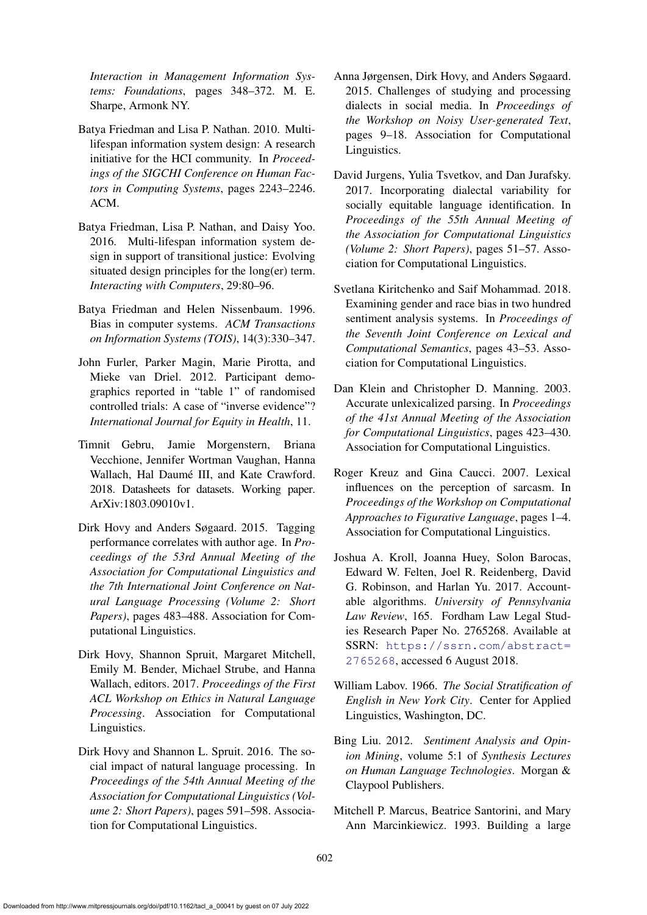*Interaction in Management Information Systems: Foundations*, pages 348–372. M. E. Sharpe, Armonk NY.

Batya Friedman and Lisa P. Nathan. 2010. Multi-lifespan information system design: A research initiative for the HCI community. In *Proceedings of the SIGCHI Conference on Human Factors in Computing Systems*, pages 2243–2246. ACM.

Batya Friedman, Lisa P. Nathan, and Daisy Yoo. 2016. Multi-lifespan information system design in support of transitional justice: Evolving situated design principles for the long(er) term. *Interacting with Computers*, 29:80–96.

Batya Friedman and Helen Nissenbaum. 1996. Bias in computer systems. *ACM Transactions on Information Systems (TOIS)*, 14(3):330–347.

John Furler, Parker Magin, Marie Pirotta, and Mieke van Driel. 2012. Participant demographics reported in "table 1" of randomised controlled trials: A case of "inverse evidence"? *International Journal for Equity in Health*, 11.

Timnit Gebru, Jamie Morgenstern, Briana Vecchione, Jennifer Wortman Vaughan, Hanna Wallach, Hal Daumé III, and Kate Crawford. 2018. Datasheets for datasets. Working paper. ArXiv:1803.09010v1.

Dirk Hovy and Anders Søgaard. 2015. Tagging performance correlates with author age. In *Proceedings of the 53rd Annual Meeting of the Association for Computational Linguistics and the 7th International Joint Conference on Natural Language Processing (Volume 2: Short Papers)*, pages 483–488. Association for Computational Linguistics.

Dirk Hovy, Shannon Spruit, Margaret Mitchell, Emily M. Bender, Michael Strube, and Hanna Wallach, editors. 2017. *Proceedings of the First ACL Workshop on Ethics in Natural Language Processing*. Association for Computational Linguistics.

Dirk Hovy and Shannon L. Spruit. 2016. The social impact of natural language processing. In *Proceedings of the 54th Annual Meeting of the Association for Computational Linguistics (Volume 2: Short Papers)*, pages 591–598. Association for Computational Linguistics.

Anna Jørgensen, Dirk Hovy, and Anders Søgaard. 2015. Challenges of studying and processing dialects in social media. In *Proceedings of the Workshop on Noisy User-generated Text*, pages 9–18. Association for Computational Linguistics.

David Jurgens, Yulia Tsvetkov, and Dan Jurafsky. 2017. Incorporating dialectal variability for socially equitable language identification. In *Proceedings of the 55th Annual Meeting of the Association for Computational Linguistics (Volume 2: Short Papers)*, pages 51–57. Association for Computational Linguistics.

Svetlana Kiritchenko and Saif Mohammad. 2018. Examining gender and race bias in two hundred sentiment analysis systems. In *Proceedings of the Seventh Joint Conference on Lexical and Computational Semantics*, pages 43–53. Association for Computational Linguistics.

Dan Klein and Christopher D. Manning. 2003. Accurate unlexicalized parsing. In *Proceedings of the 41st Annual Meeting of the Association for Computational Linguistics*, pages 423–430. Association for Computational Linguistics.

Roger Kreuz and Gina Caucci. 2007. Lexical influences on the perception of sarcasm. In *Proceedings of the Workshop on Computational Approaches to Figurative Language*, pages 1–4. Association for Computational Linguistics.

Joshua A. Kroll, Joanna Huey, Solon Barocas, Edward W. Felten, Joel R. Reidenberg, David G. Robinson, and Harlan Yu. 2017. Accountable algorithms. *University of Pennsylvania Law Review*, 165. Fordham Law Legal Studies Research Paper No. 2765268. Available at SSRN: https://ssrn.com/abstract=2765268, accessed 6 August 2018.

William Labov. 1966. *The Social Stratification of English in New York City*. Center for Applied Linguistics, Washington, DC.

Bing Liu. 2012. *Sentiment Analysis and Opinion Mining*, volume 5:1 of *Synthesis Lectures on Human Language Technologies*. Morgan & Claypool Publishers.

Mitchell P. Marcus, Beatrice Santorini, and Mary Ann Marcinkiewicz. 1993. Building a large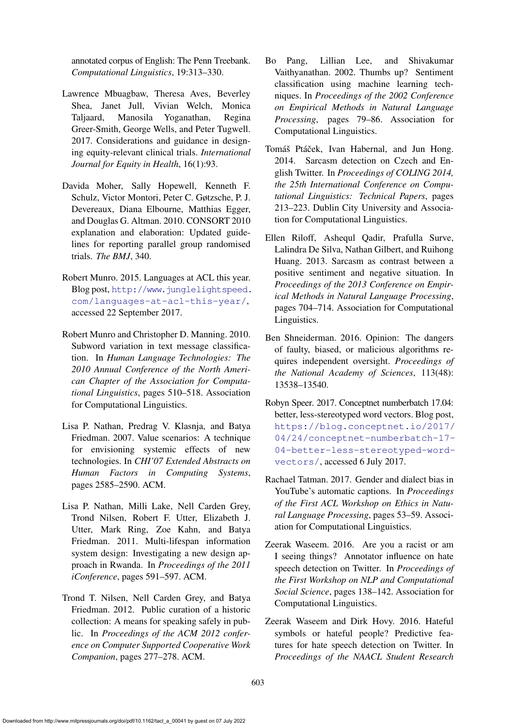annotated corpus of English: The Penn Treebank. *Computational Linguistics*, 19:313–330.

Lawrence Mbuagbaw, Theresa Aves, Beverley Shea, Janet Jull, Vivian Welch, Monica Taljaard, Manosila Yoganathan, Regina Greer-Smith, George Wells, and Peter Tugwell. 2017. Considerations and guidance in designing equity-relevant clinical trials. *International Journal for Equity in Health*, 16(1):93.

Davida Moher, Sally Hopewell, Kenneth F. Schulz, Victor Montori, Peter C. Gøtzsche, P. J. Devereaux, Diana Elbourne, Matthias Egger, and Douglas G. Altman. 2010. CONSORT 2010 explanation and elaboration: Updated guidelines for reporting parallel group randomised trials. *The BMJ*, 340.

Robert Munro. 2015. Languages at ACL this year. Blog post, http://www.junglelightspeed.com/languages-at-acl-this-year/, accessed 22 September 2017.

Robert Munro and Christopher D. Manning. 2010. Subword variation in text message classification. In *Human Language Technologies: The 2010 Annual Conference of the North American Chapter of the Association for Computational Linguistics*, pages 510–518. Association for Computational Linguistics.

Lisa P. Nathan, Predrag V. Klasnja, and Batya Friedman. 2007. Value scenarios: A technique for envisioning systemic effects of new technologies. In *CHI'07 Extended Abstracts on Human Factors in Computing Systems*, pages 2585–2590. ACM.

Lisa P. Nathan, Milli Lake, Nell Carden Grey, Trond Nilsen, Robert F. Utter, Elizabeth J. Utter, Mark Ring, Zoe Kahn, and Batya Friedman. 2011. Multi-lifespan information system design: Investigating a new design approach in Rwanda. In *Proceedings of the 2011 iConference*, pages 591–597. ACM.

Trond T. Nilsen, Nell Carden Grey, and Batya Friedman. 2012. Public curation of a historic collection: A means for speaking safely in public. In *Proceedings of the ACM 2012 conference on Computer Supported Cooperative Work Companion*, pages 277–278. ACM.

Bo Pang, Lillian Lee, and Shivakumar Vaithyanathan. 2002. Thumbs up? Sentiment classification using machine learning techniques. In *Proceedings of the 2002 Conference on Empirical Methods in Natural Language Processing*, pages 79–86. Association for Computational Linguistics.

Tomáš Ptáček, Ivan Habernal, and Jun Hong. 2014. Sarcasm detection on Czech and English Twitter. In *Proceedings of COLING 2014, the 25th International Conference on Computational Linguistics: Technical Papers*, pages 213–223. Dublin City University and Association for Computational Linguistics.

Ellen Riloff, Ashequl Qadir, Prafulla Surve, Lalindra De Silva, Nathan Gilbert, and Ruihong Huang. 2013. Sarcasm as contrast between a positive sentiment and negative situation. In *Proceedings of the 2013 Conference on Empirical Methods in Natural Language Processing*, pages 704–714. Association for Computational Linguistics.

Ben Shneiderman. 2016. Opinion: The dangers of faulty, biased, or malicious algorithms requires independent oversight. *Proceedings of the National Academy of Sciences*, 113(48): 13538–13540.

Robyn Speer. 2017. Conceptnet numberbatch 17.04: better, less-stereotyped word vectors. Blog post, https://blog.conceptnet.io/2017/04/24/conceptnet-numberbatch-17-04-better-less-stereotyped-word-vectors/, accessed 6 July 2017.

Rachael Tatman. 2017. Gender and dialect bias in YouTube's automatic captions. In *Proceedings of the First ACL Workshop on Ethics in Natural Language Processing*, pages 53–59. Association for Computational Linguistics.

Zeerak Waseem. 2016. Are you a racist or am I seeing things? Annotator influence on hate speech detection on Twitter. In *Proceedings of the First Workshop on NLP and Computational Social Science*, pages 138–142. Association for Computational Linguistics.

Zeerak Waseem and Dirk Hovy. 2016. Hateful symbols or hateful people? Predictive features for hate speech detection on Twitter. In *Proceedings of the NAACL Student Research*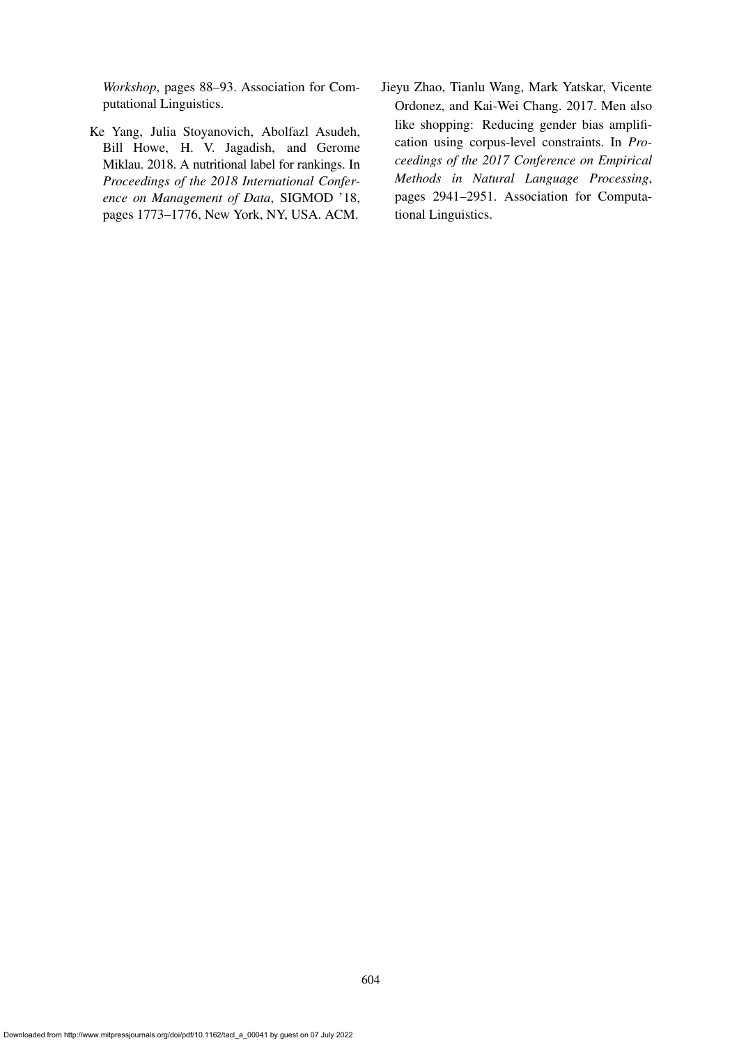*Workshop*, pages 88–93. Association for Computational Linguistics.

Ke Yang, Julia Stoyanovich, Abolfazl Asudeh, Bill Howe, H. V. Jagadish, and Gerome Miklau. 2018. A nutritional label for rankings. In *Proceedings of the 2018 International Conference on Management of Data*, SIGMOD '18, pages 1773–1776, New York, NY, USA. ACM.

Jieyu Zhao, Tianlu Wang, Mark Yatskar, Vicente Ordonez, and Kai-Wei Chang. 2017. Men also like shopping: Reducing gender bias amplification using corpus-level constraints. In *Proceedings of the 2017 Conference on Empirical Methods in Natural Language Processing*, pages 2941–2951. Association for Computational Linguistics.